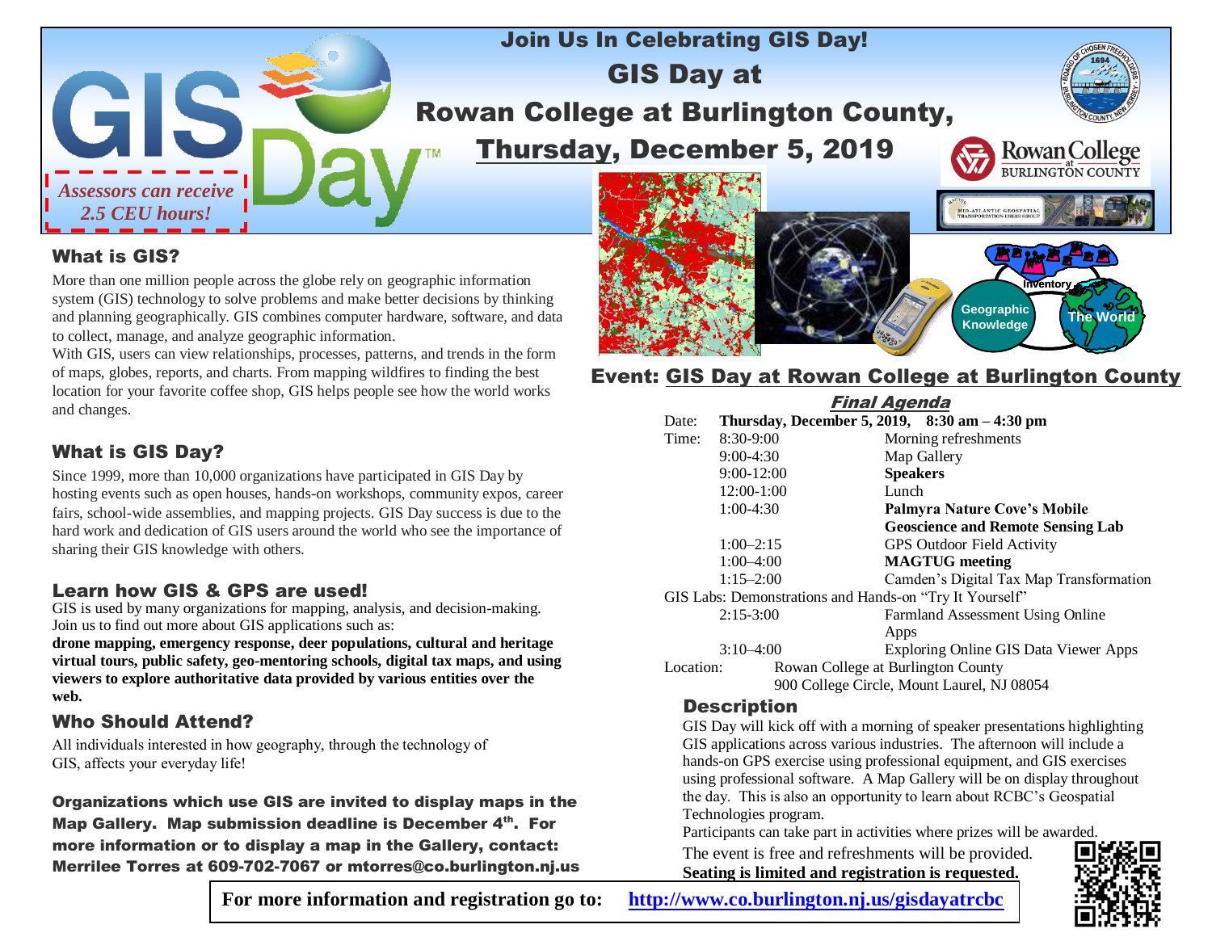# Join Us In Celebrating GIS Day!

# GIS Day at Rowan College at Burlington County, Thursday, December 5, 2019

*Assessors can receive 2.5 CEU hours!*

## What is GIS?

More than one million people across the globe rely on geographic information system (GIS) technology to solve problems and make better decisions by thinking and planning geographically. GIS combines computer hardware, software, and data to collect, manage, and analyze geographic information.

With GIS, users can view relationships, processes, patterns, and trends in the form of maps, globes, reports, and charts. From mapping wildfires to finding the best location for your favorite coffee shop, GIS helps people see how the world works and changes.

## What is GIS Day?

Since 1999, more than 10,000 organizations have participated in GIS Day by hosting events such as open houses, hands-on workshops, community expos, career fairs, school-wide assemblies, and mapping projects. GIS Day success is due to the hard work and dedication of GIS users around the world who see the importance of sharing their GIS knowledge with others.

## Learn how GIS & GPS are used!

GIS is used by many organizations for mapping, analysis, and decision-making. Join us to find out more about GIS applications such as:

**drone mapping, emergency response, deer populations, cultural and heritage virtual tours, public safety, geo-mentoring schools, digital tax maps, and using viewers to explore authoritative data provided by various entities over the web.**

## Who Should Attend?

All individuals interested in how geography, through the technology of GIS, affects your everyday life!

**Organizations which use GIS are invited to display maps in the Map Gallery. Map submission deadline is December 4th. For more information or to display a map in the Gallery, contact: Merrilee Torres at 609-702-7067 or mtorres@co.burlington.nj.us**

## Event: GIS Day at Rowan College at Burlington County

### *Final Agenda*

Date: **Thursday, December 5, 2019, 8:30 am – 4:30 pm**

Time:

| | |
|---|---|
| 8:30-9:00 | Morning refreshments |
| 9:00-4:30 | Map Gallery |
| 9:00-12:00 | **Speakers** |
| 12:00-1:00 | Lunch |
| 1:00-4:30 | **Palmyra Nature Cove's Mobile Geoscience and Remote Sensing Lab** |
| 1:00–2:15 | GPS Outdoor Field Activity |
| 1:00–4:00 | **MAGTUG meeting** |
| 1:15–2:00 | Camden's Digital Tax Map Transformation |

GIS Labs: Demonstrations and Hands-on "Try It Yourself"

| | |
|---|---|
| 2:15-3:00 | Farmland Assessment Using Online Apps |
| 3:10–4:00 | Exploring Online GIS Data Viewer Apps |

Location: Rowan College at Burlington County
900 College Circle, Mount Laurel, NJ 08054

## Description

GIS Day will kick off with a morning of speaker presentations highlighting GIS applications across various industries. The afternoon will include a hands-on GPS exercise using professional equipment, and GIS exercises using professional software. A Map Gallery will be on display throughout the day. This is also an opportunity to learn about RCBC's Geospatial Technologies program.

Participants can take part in activities where prizes will be awarded.

The event is free and refreshments will be provided.
**Seating is limited and registration is requested.**

**For more information and registration go to: http://www.co.burlington.nj.us/gisdayatrcbc**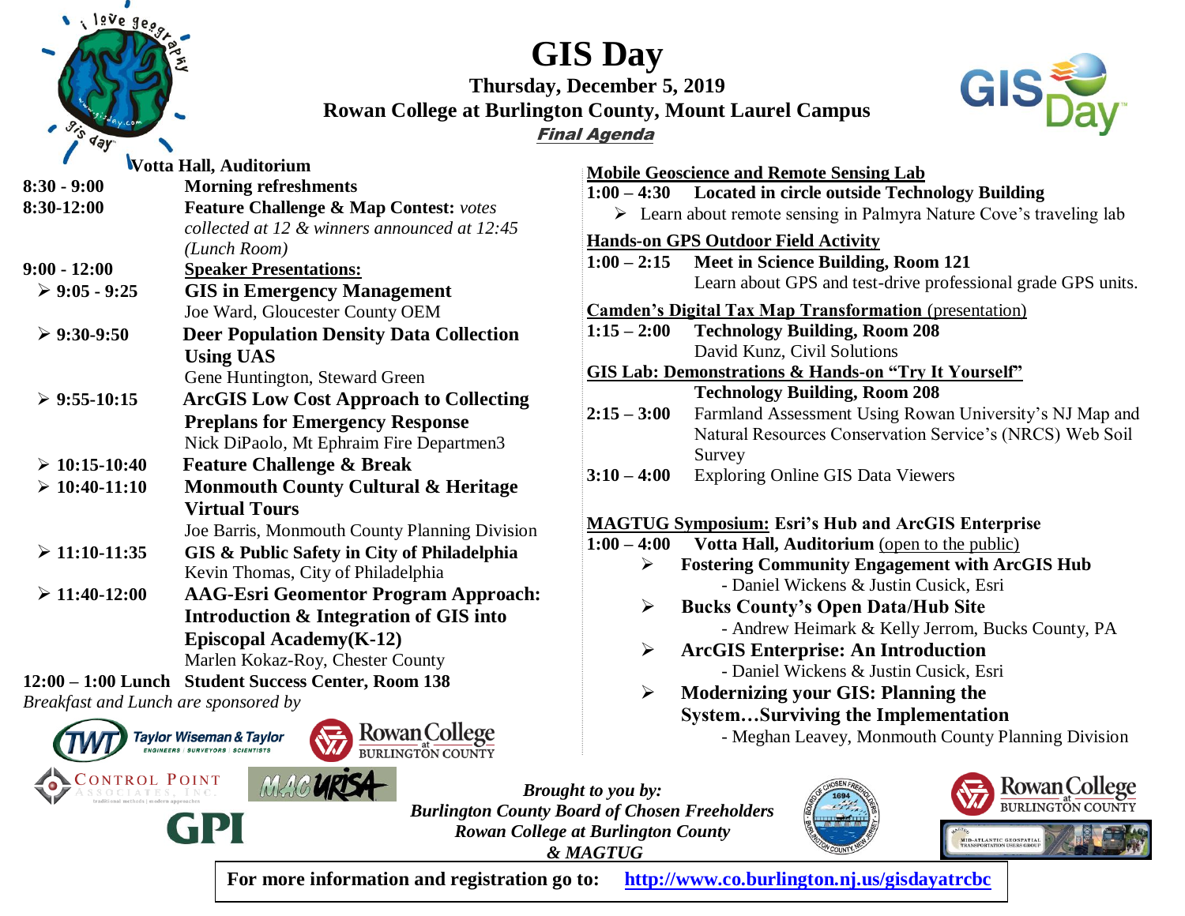# GIS Day

**Thursday, December 5, 2019**

**Rowan College at Burlington County, Mount Laurel Campus**

***Final Agenda***

## Votta Hall, Auditorium

**8:30 - 9:00** **Morning refreshments**

**8:30-12:00** **Feature Challenge & Map Contest:** *votes collected at 12 & winners announced at 12:45 (Lunch Room)*

**9:00 - 12:00** **Speaker Presentations:**

- **9:05 - 9:25** **GIS in Emergency Management**
  Joe Ward, Gloucester County OEM
- **9:30-9:50** **Deer Population Density Data Collection Using UAS**
  Gene Huntington, Steward Green
- **9:55-10:15** **ArcGIS Low Cost Approach to Collecting Preplans for Emergency Response**
  Nick DiPaolo, Mt Ephraim Fire Departmen3
- **10:15-10:40** **Feature Challenge & Break**
- **10:40-11:10** **Monmouth County Cultural & Heritage Virtual Tours**
  Joe Barris, Monmouth County Planning Division
- **11:10-11:35** **GIS & Public Safety in City of Philadelphia**
  Kevin Thomas, City of Philadelphia
- **11:40-12:00** **AAG-Esri Geomentor Program Approach: Introduction & Integration of GIS into Episcopal Academy(K-12)**
  Marlen Kokaz-Roy, Chester County

**12:00 – 1:00 Lunch** **Student Success Center, Room 138**

*Breakfast and Lunch are sponsored by*

## Mobile Geoscience and Remote Sensing Lab

**1:00 – 4:30** **Located in circle outside Technology Building**

- Learn about remote sensing in Palmyra Nature Cove's traveling lab

## Hands-on GPS Outdoor Field Activity

**1:00 – 2:15** **Meet in Science Building, Room 121**

Learn about GPS and test-drive professional grade GPS units.

## Camden's Digital Tax Map Transformation (presentation)

**1:15 – 2:00** **Technology Building, Room 208**

David Kunz, Civil Solutions

## GIS Lab: Demonstrations & Hands-on "Try It Yourself"

**Technology Building, Room 208**

**2:15 – 3:00** Farmland Assessment Using Rowan University's NJ Map and Natural Resources Conservation Service's (NRCS) Web Soil Survey

**3:10 – 4:00** Exploring Online GIS Data Viewers

## MAGTUG Symposium: Esri's Hub and ArcGIS Enterprise

**1:00 – 4:00** **Votta Hall, Auditorium** (open to the public)

- **Fostering Community Engagement with ArcGIS Hub**
  - Daniel Wickens & Justin Cusick, Esri
- **Bucks County's Open Data/Hub Site**
  - Andrew Heimark & Kelly Jerrom, Bucks County, PA
- **ArcGIS Enterprise: An Introduction**
  - Daniel Wickens & Justin Cusick, Esri
- **Modernizing your GIS: Planning the System…Surviving the Implementation**
  - Meghan Leavey, Monmouth County Planning Division

***Brought to you by:***
***Burlington County Board of Chosen Freeholders***
***Rowan College at Burlington County***
***& MAGTUG***

**For more information and registration go to: http://www.co.burlington.nj.us/gisdayatrcbc**